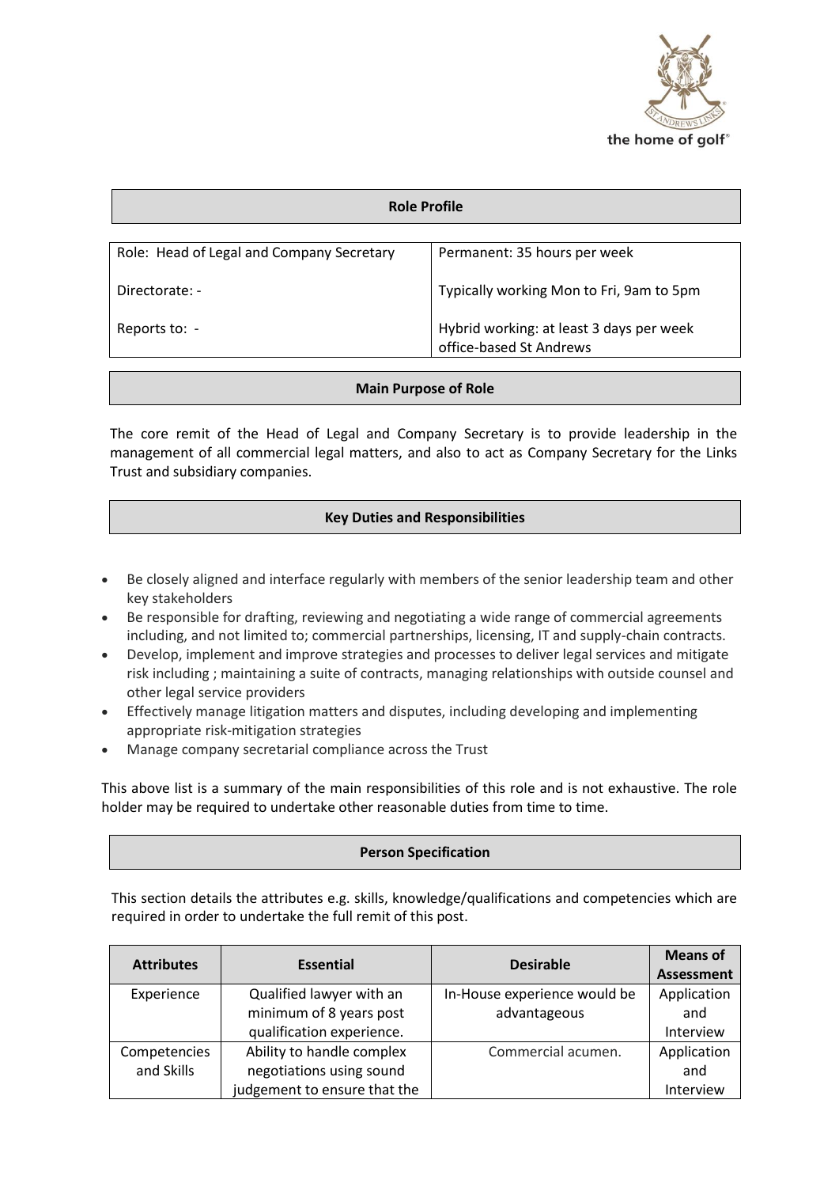the home of golf®

## Role Profile

| Role: Head of Legal and Company Secretary | Permanent: 35 hours per week |
|---|---|
| Directorate: - | Typically working Mon to Fri, 9am to 5pm |
| Reports to: - | Hybrid working: at least 3 days per week office-based St Andrews |

## Main Purpose of Role

The core remit of the Head of Legal and Company Secretary is to provide leadership in the management of all commercial legal matters, and also to act as Company Secretary for the Links Trust and subsidiary companies.

## Key Duties and Responsibilities

- Be closely aligned and interface regularly with members of the senior leadership team and other key stakeholders
- Be responsible for drafting, reviewing and negotiating a wide range of commercial agreements including, and not limited to; commercial partnerships, licensing, IT and supply-chain contracts.
- Develop, implement and improve strategies and processes to deliver legal services and mitigate risk including ; maintaining a suite of contracts, managing relationships with outside counsel and other legal service providers
- Effectively manage litigation matters and disputes, including developing and implementing appropriate risk-mitigation strategies
- Manage company secretarial compliance across the Trust

This above list is a summary of the main responsibilities of this role and is not exhaustive. The role holder may be required to undertake other reasonable duties from time to time.

## Person Specification

This section details the attributes e.g. skills, knowledge/qualifications and competencies which are required in order to undertake the full remit of this post.

| Attributes | Essential | Desirable | Means of Assessment |
|---|---|---|---|
| Experience | Qualified lawyer with an minimum of 8 years post qualification experience. | In-House experience would be advantageous | Application and Interview |
| Competencies and Skills | Ability to handle complex negotiations using sound judgement to ensure that the | Commercial acumen. | Application and Interview |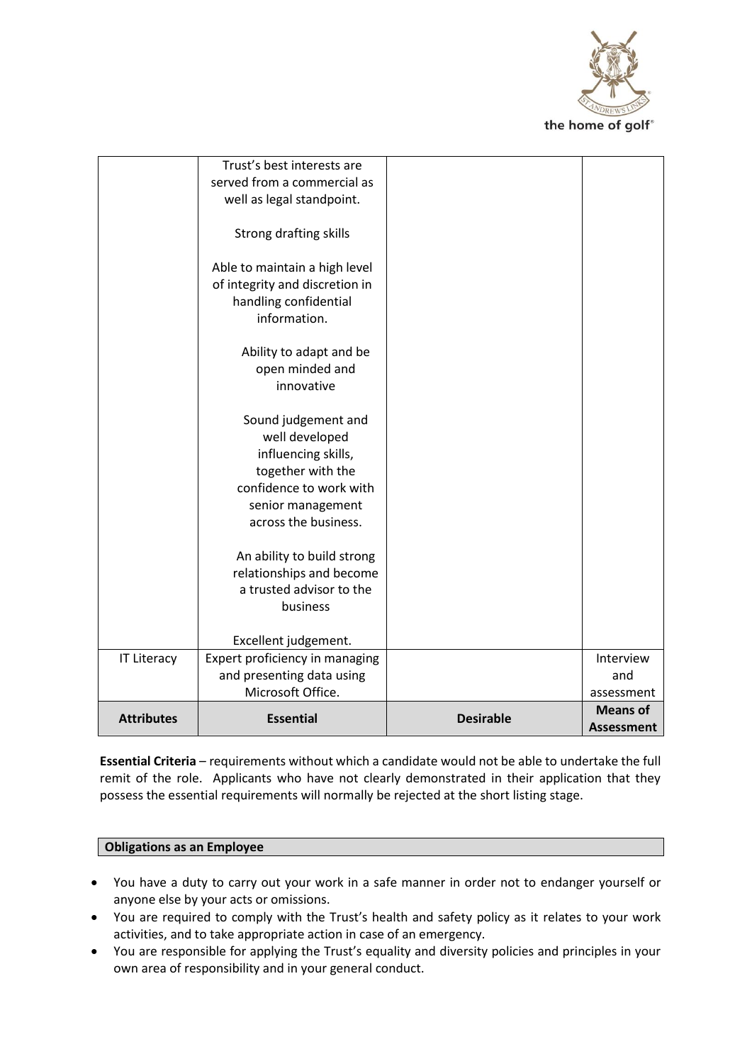| | | | |
|---|---|---|---|
| | Trust's best interests are served from a commercial as well as legal standpoint.<br><br>Strong drafting skills<br><br>Able to maintain a high level of integrity and discretion in handling confidential information.<br><br>Ability to adapt and be open minded and innovative<br><br>Sound judgement and well developed influencing skills, together with the confidence to work with senior management across the business.<br><br>An ability to build strong relationships and become a trusted advisor to the business<br><br>Excellent judgement. | | |
| IT Literacy | Expert proficiency in managing and presenting data using Microsoft Office. | | Interview and assessment |
| **Attributes** | **Essential** | **Desirable** | **Means of Assessment** |

**Essential Criteria** – requirements without which a candidate would not be able to undertake the full remit of the role. Applicants who have not clearly demonstrated in their application that they possess the essential requirements will normally be rejected at the short listing stage.

**Obligations as an Employee**

- You have a duty to carry out your work in a safe manner in order not to endanger yourself or anyone else by your acts or omissions.
- You are required to comply with the Trust's health and safety policy as it relates to your work activities, and to take appropriate action in case of an emergency.
- You are responsible for applying the Trust's equality and diversity policies and principles in your own area of responsibility and in your general conduct.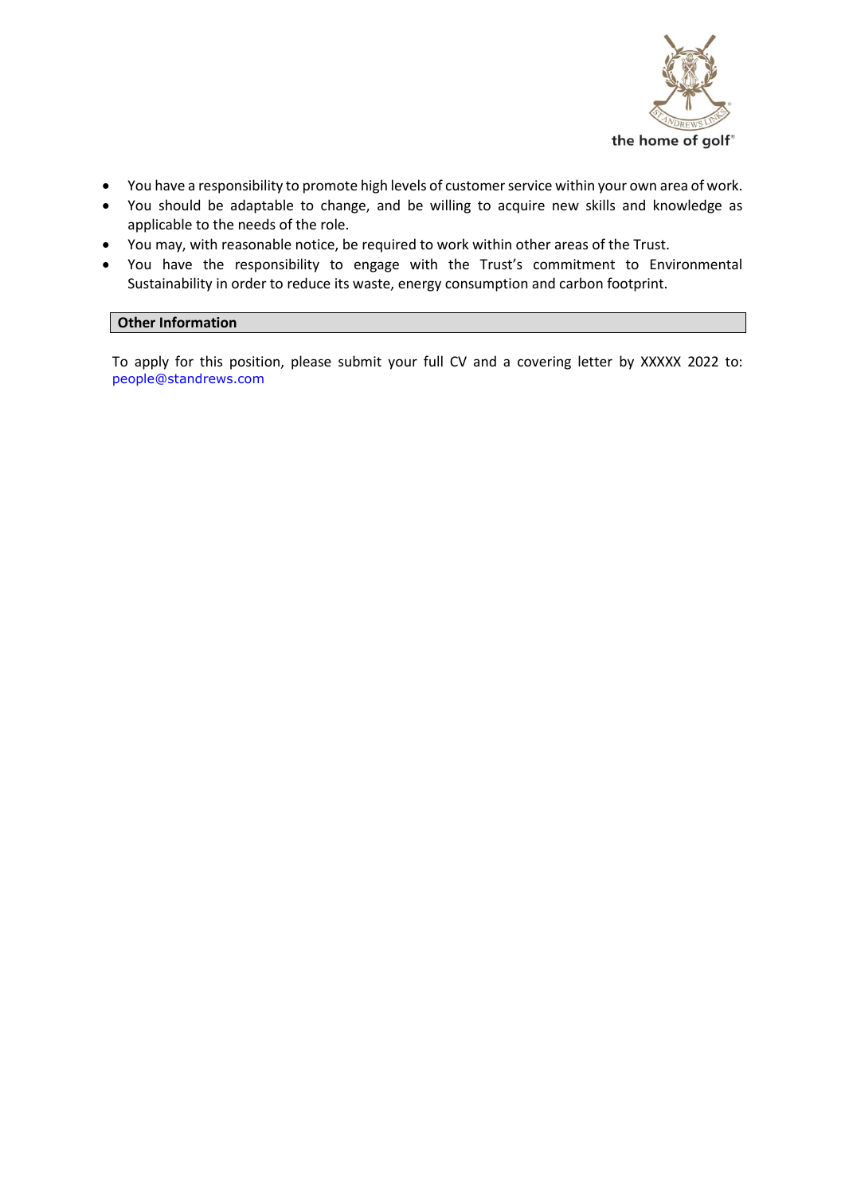- You have a responsibility to promote high levels of customer service within your own area of work.
- You should be adaptable to change, and be willing to acquire new skills and knowledge as applicable to the needs of the role.
- You may, with reasonable notice, be required to work within other areas of the Trust.
- You have the responsibility to engage with the Trust's commitment to Environmental Sustainability in order to reduce its waste, energy consumption and carbon footprint.

## Other Information

To apply for this position, please submit your full CV and a covering letter by XXXXX 2022 to: people@standrews.com